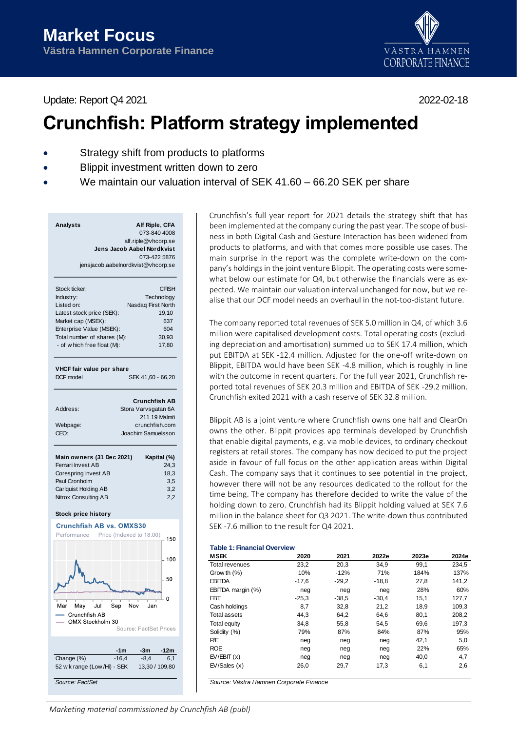# Market Focus

## Västra Hamnen Corporate Finance

Update: Report Q4 2021

2022-02-18

# Crunchfish: Platform strategy implemented

- Strategy shift from products to platforms
- Blippit investment written down to zero
- We maintain our valuation interval of SEK 41.60 – 66.20 SEK per share

| Analysts | Alf Riple, CFA |
|---|---|
| | 073-840 4008 |
| | alf.riple@vhcorp.se |
| | Jens Jacob Aabel Nordkvist |
| | 073-422 5876 |
| | jensjacob.aabelnordkvist@vhcorp.se |

| | |
|---|---|
| Stock ticker: | CFISH |
| Industry: | Technology |
| Listed on: | Nasdaq First North |
| Latest stock price (SEK): | 19,10 |
| Market cap (MSEK): | 637 |
| Enterprise Value (MSEK): | 604 |
| Total number of shares (M): | 30,93 |
| - of which free float (M): | 17,80 |

**VHCF fair value per share**

| | |
|---|---|
| DCF model | SEK 41,60 - 66,20 |

| | **Crunchfish AB** |
|---|---|
| Address: | Stora Varvsgatan 6A |
| | 211 19 Malmö |
| Webpage: | crunchfish.com |
| CEO: | Joachim Samuelsson |

| **Main owners (31 Dec 2021)** | **Kapital (%)** |
|---|---|
| Femari Invest AB | 24,3 |
| Corespring Invest AB | 18,3 |
| Paul Cronholm | 3,5 |
| Carlquist Holding AB | 3,2 |
| Nitrox Consulting AB | 2,2 |

**Stock price history**

Crunchfish AB vs. OMXS30

Source: FactSet Prices

| | -1m | -3m | -12m |
|---|---|---|---|
| Change (%) | -16,4 | -8,4 | 6,1 |
| 52 wk range (Low/Hi) - SEK | | 13,30 / 109,80 | |

*Source: FactSet*

Crunchfish's full year report for 2021 details the strategy shift that has been implemented at the company during the past year. The scope of business in both Digital Cash and Gesture Interaction has been widened from products to platforms, and with that comes more possible use cases. The main surprise in the report was the complete write-down on the company's holdings in the joint venture Blippit. The operating costs were somewhat below our estimate for Q4, but otherwise the financials were as expected. We maintain our valuation interval unchanged for now, but we realise that our DCF model needs an overhaul in the not-too-distant future.

The company reported total revenues of SEK 5.0 million in Q4, of which 3.6 million were capitalised development costs. Total operating costs (excluding depreciation and amortisation) summed up to SEK 17.4 million, which put EBITDA at SEK -12.4 million. Adjusted for the one-off write-down on Blippit, EBITDA would have been SEK -4.8 million, which is roughly in line with the outcome in recent quarters. For the full year 2021, Crunchfish reported total revenues of SEK 20.3 million and EBITDA of SEK -29.2 million. Crunchfish exited 2021 with a cash reserve of SEK 32.8 million.

Blippit AB is a joint venture where Crunchfish owns one half and ClearOn owns the other. Blippit provides app terminals developed by Crunchfish that enable digital payments, e.g. via mobile devices, to ordinary checkout registers at retail stores. The company has now decided to put the project aside in favour of full focus on the other application areas within Digital Cash. The company says that it continues to see potential in the project, however there will not be any resources dedicated to the rollout for the time being. The company has therefore decided to write the value of the holding down to zero. Crunchfish had its Blippit holding valued at SEK 7.6 million in the balance sheet for Q3 2021. The write-down thus contributed SEK -7.6 million to the result for Q4 2021.

**Table 1: Financial Overview**

| MSEK | 2020 | 2021 | 2022e | 2023e | 2024e |
|---|---|---|---|---|---|
| Total revenues | 23,2 | 20,3 | 34,9 | 99,1 | 234,5 |
| Growth (%) | 10% | -12% | 71% | 184% | 137% |
| EBITDA | -17,6 | -29,2 | -18,8 | 27,8 | 141,2 |
| EBITDA margin (%) | neg | neg | neg | 28% | 60% |
| EBT | -25,3 | -38,5 | -30,4 | 15,1 | 127,7 |
| Cash holdings | 8,7 | 32,8 | 21,2 | 18,9 | 109,3 |
| Total assets | 44,3 | 64,2 | 64,6 | 80,1 | 208,2 |
| Total equity | 34,8 | 55,8 | 54,5 | 69,6 | 197,3 |
| Solidity (%) | 79% | 87% | 84% | 87% | 95% |
| P/E | neg | neg | neg | 42,1 | 5,0 |
| ROE | neg | neg | neg | 22% | 65% |
| EV/EBIT (x) | neg | neg | neg | 40,0 | 4,7 |
| EV/Sales (x) | 26,0 | 29,7 | 17,3 | 6,1 | 2,6 |

*Source: Västra Hamnen Corporate Finance*

*Marketing material commissioned by Crunchfish AB (publ)*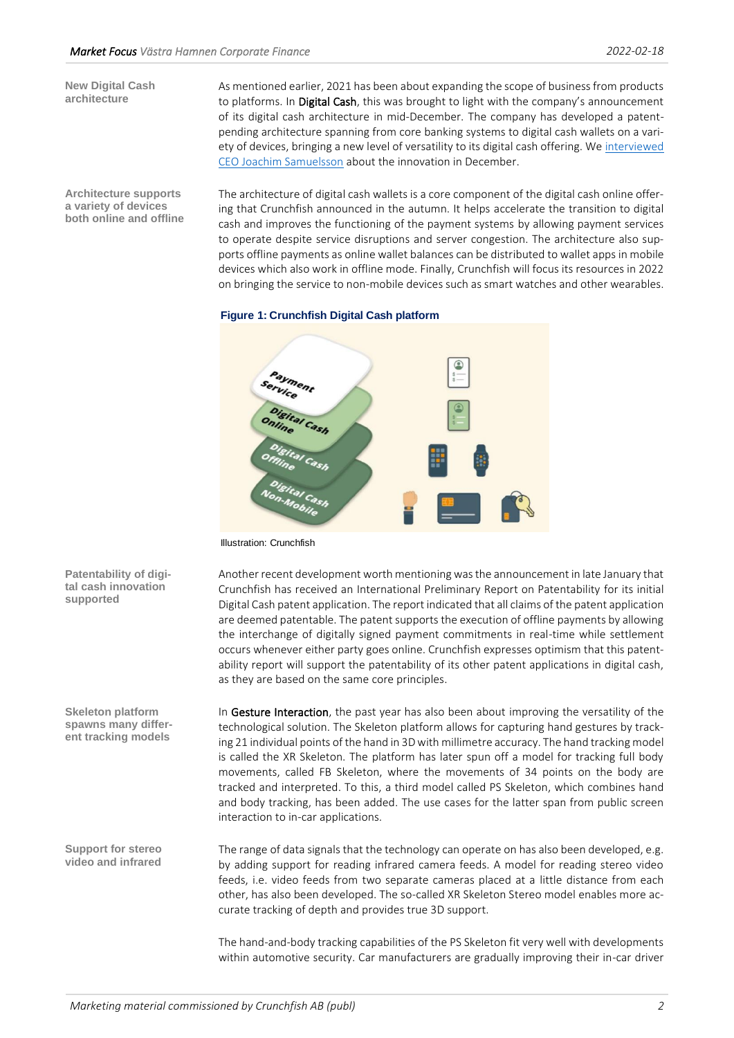**New Digital Cash architecture**

As mentioned earlier, 2021 has been about expanding the scope of business from products to platforms. In **Digital Cash**, this was brought to light with the company's announcement of its digital cash architecture in mid-December. The company has developed a patent-pending architecture spanning from core banking systems to digital cash wallets on a variety of devices, bringing a new level of versatility to its digital cash offering. We interviewed CEO Joachim Samuelsson about the innovation in December.

**Architecture supports a variety of devices both online and offline**

The architecture of digital cash wallets is a core component of the digital cash online offering that Crunchfish announced in the autumn. It helps accelerate the transition to digital cash and improves the functioning of the payment systems by allowing payment services to operate despite service disruptions and server congestion. The architecture also supports offline payments as online wallet balances can be distributed to wallet apps in mobile devices which also work in offline mode. Finally, Crunchfish will focus its resources in 2022 on bringing the service to non-mobile devices such as smart watches and other wearables.

**Figure 1: Crunchfish Digital Cash platform**

Illustration: Crunchfish

**Patentability of digital cash innovation supported**

Another recent development worth mentioning was the announcement in late January that Crunchfish has received an International Preliminary Report on Patentability for its initial Digital Cash patent application. The report indicated that all claims of the patent application are deemed patentable. The patent supports the execution of offline payments by allowing the interchange of digitally signed payment commitments in real-time while settlement occurs whenever either party goes online. Crunchfish expresses optimism that this patentability report will support the patentability of its other patent applications in digital cash, as they are based on the same core principles.

**Skeleton platform spawns many different tracking models**

In **Gesture Interaction**, the past year has also been about improving the versatility of the technological solution. The Skeleton platform allows for capturing hand gestures by tracking 21 individual points of the hand in 3D with millimetre accuracy. The hand tracking model is called the XR Skeleton. The platform has later spun off a model for tracking full body movements, called FB Skeleton, where the movements of 34 points on the body are tracked and interpreted. To this, a third model called PS Skeleton, which combines hand and body tracking, has been added. The use cases for the latter span from public screen interaction to in-car applications.

**Support for stereo video and infrared**

The range of data signals that the technology can operate on has also been developed, e.g. by adding support for reading infrared camera feeds. A model for reading stereo video feeds, i.e. video feeds from two separate cameras placed at a little distance from each other, has also been developed. The so-called XR Skeleton Stereo model enables more accurate tracking of depth and provides true 3D support.

The hand-and-body tracking capabilities of the PS Skeleton fit very well with developments within automotive security. Car manufacturers are gradually improving their in-car driver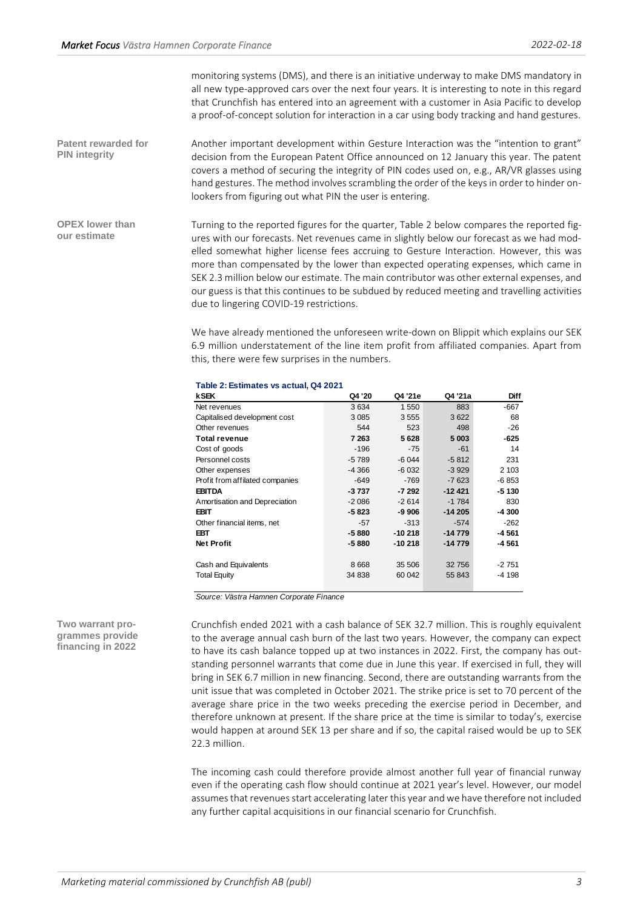monitoring systems (DMS), and there is an initiative underway to make DMS mandatory in all new type-approved cars over the next four years. It is interesting to note in this regard that Crunchfish has entered into an agreement with a customer in Asia Pacific to develop a proof-of-concept solution for interaction in a car using body tracking and hand gestures.

**Patent rewarded for PIN integrity**

Another important development within Gesture Interaction was the "intention to grant" decision from the European Patent Office announced on 12 January this year. The patent covers a method of securing the integrity of PIN codes used on, e.g., AR/VR glasses using hand gestures. The method involves scrambling the order of the keys in order to hinder onlookers from figuring out what PIN the user is entering.

**OPEX lower than our estimate**

Turning to the reported figures for the quarter, Table 2 below compares the reported figures with our forecasts. Net revenues came in slightly below our forecast as we had modelled somewhat higher license fees accruing to Gesture Interaction. However, this was more than compensated by the lower than expected operating expenses, which came in SEK 2.3 million below our estimate. The main contributor was other external expenses, and our guess is that this continues to be subdued by reduced meeting and travelling activities due to lingering COVID-19 restrictions.

We have already mentioned the unforeseen write-down on Blippit which explains our SEK 6.9 million understatement of the line item profit from affiliated companies. Apart from this, there were few surprises in the numbers.

**Table 2: Estimates vs actual, Q4 2021**

| kSEK | Q4 '20 | Q4 '21e | Q4 '21a | Diff |
|---|---|---|---|---|
| Net revenues | 3 634 | 1 550 | 883 | -667 |
| Capitalised development cost | 3 085 | 3 555 | 3 622 | 68 |
| Other revenues | 544 | 523 | 498 | -26 |
| **Total revenue** | **7 263** | **5 628** | **5 003** | **-625** |
| Cost of goods | -196 | -75 | -61 | 14 |
| Personnel costs | -5 789 | -6 044 | -5 812 | 231 |
| Other expenses | -4 366 | -6 032 | -3 929 | 2 103 |
| Profit from affilated companies | -649 | -769 | -7 623 | -6 853 |
| **EBITDA** | **-3 737** | **-7 292** | **-12 421** | **-5 130** |
| Amortisation and Depreciation | -2 086 | -2 614 | -1 784 | 830 |
| **EBIT** | **-5 823** | **-9 906** | **-14 205** | **-4 300** |
| Other financial items, net | -57 | -313 | -574 | -262 |
| **EBT** | **-5 880** | **-10 218** | **-14 779** | **-4 561** |
| **Net Profit** | **-5 880** | **-10 218** | **-14 779** | **-4 561** |
| | | | | |
| Cash and Equivalents | 8 668 | 35 506 | 32 756 | -2 751 |
| Total Equity | 34 838 | 60 042 | 55 843 | -4 198 |

*Source: Västra Hamnen Corporate Finance*

**Two warrant programmes provide financing in 2022**

Crunchfish ended 2021 with a cash balance of SEK 32.7 million. This is roughly equivalent to the average annual cash burn of the last two years. However, the company can expect to have its cash balance topped up at two instances in 2022. First, the company has outstanding personnel warrants that come due in June this year. If exercised in full, they will bring in SEK 6.7 million in new financing. Second, there are outstanding warrants from the unit issue that was completed in October 2021. The strike price is set to 70 percent of the average share price in the two weeks preceding the exercise period in December, and therefore unknown at present. If the share price at the time is similar to today's, exercise would happen at around SEK 13 per share and if so, the capital raised would be up to SEK 22.3 million.

The incoming cash could therefore provide almost another full year of financial runway even if the operating cash flow should continue at 2021 year's level. However, our model assumes that revenues start accelerating later this year and we have therefore not included any further capital acquisitions in our financial scenario for Crunchfish.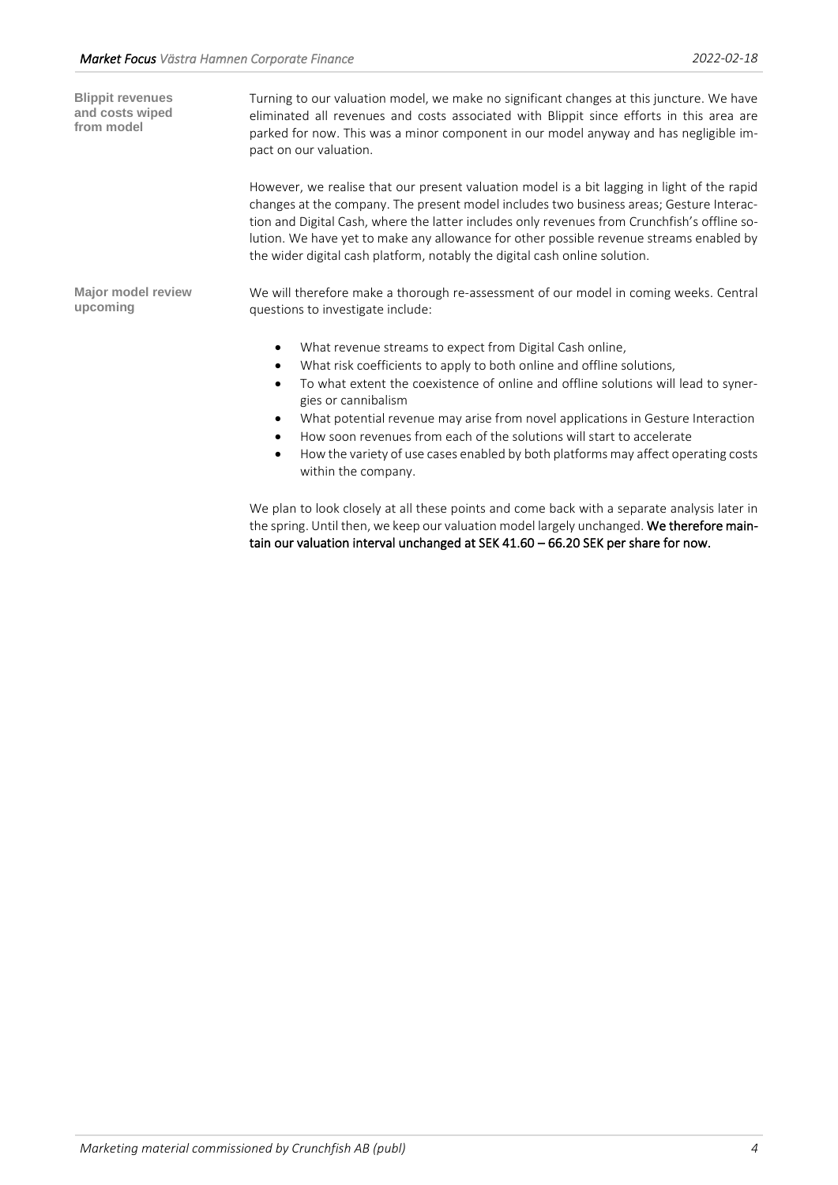**Blippit revenues and costs wiped from model**

Turning to our valuation model, we make no significant changes at this juncture. We have eliminated all revenues and costs associated with Blippit since efforts in this area are parked for now. This was a minor component in our model anyway and has negligible impact on our valuation.

However, we realise that our present valuation model is a bit lagging in light of the rapid changes at the company. The present model includes two business areas; Gesture Interaction and Digital Cash, where the latter includes only revenues from Crunchfish's offline solution. We have yet to make any allowance for other possible revenue streams enabled by the wider digital cash platform, notably the digital cash online solution.

**Major model review upcoming**

We will therefore make a thorough re-assessment of our model in coming weeks. Central questions to investigate include:

- What revenue streams to expect from Digital Cash online,
- What risk coefficients to apply to both online and offline solutions,
- To what extent the coexistence of online and offline solutions will lead to synergies or cannibalism
- What potential revenue may arise from novel applications in Gesture Interaction
- How soon revenues from each of the solutions will start to accelerate
- How the variety of use cases enabled by both platforms may affect operating costs within the company.

We plan to look closely at all these points and come back with a separate analysis later in the spring. Until then, we keep our valuation model largely unchanged. **We therefore maintain our valuation interval unchanged at SEK 41.60 – 66.20 SEK per share for now.**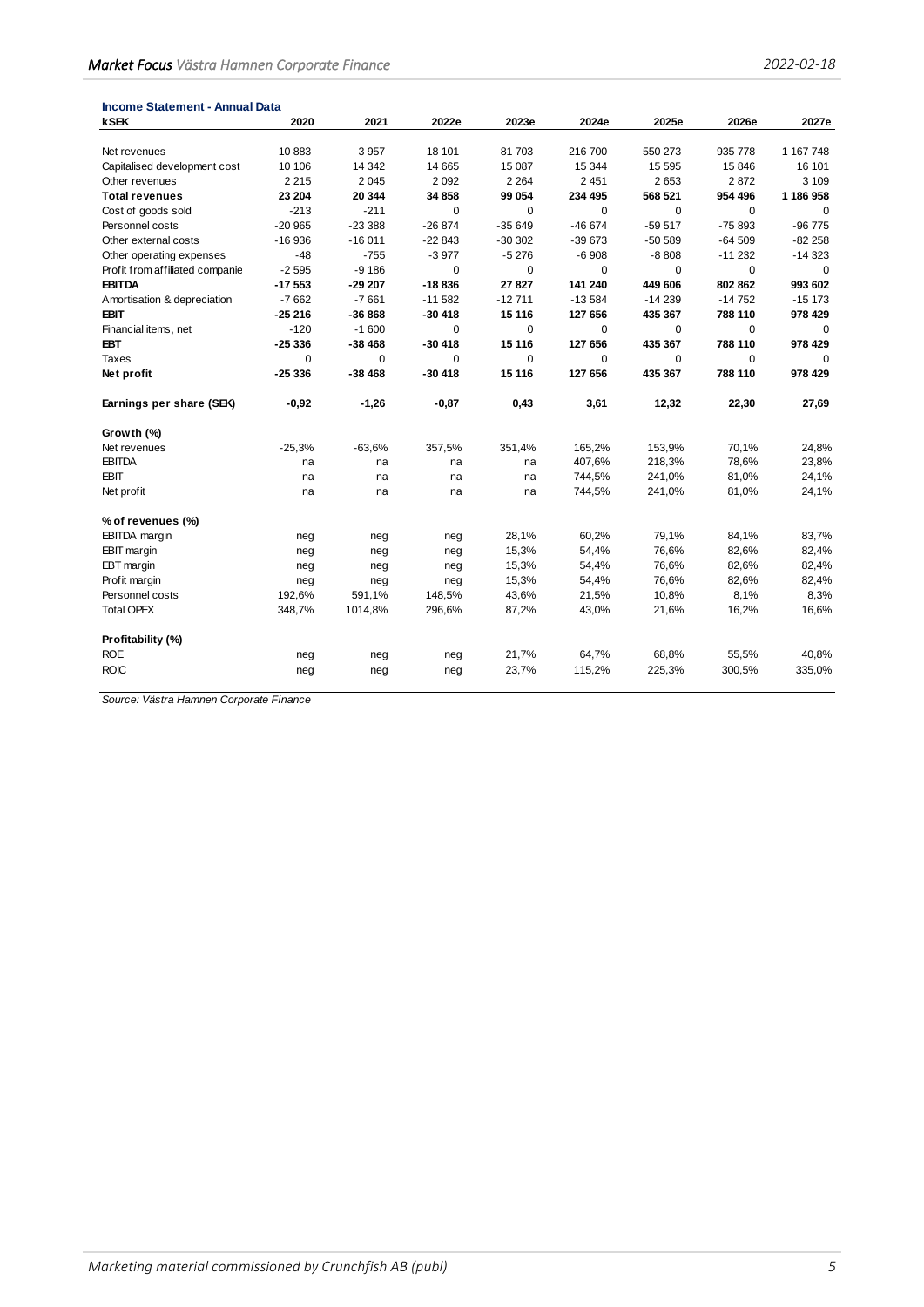**Income Statement - Annual Data**

| kSEK | 2020 | 2021 | 2022e | 2023e | 2024e | 2025e | 2026e | 2027e |
|---|---|---|---|---|---|---|---|---|
| Net revenues | 10 883 | 3 957 | 18 101 | 81 703 | 216 700 | 550 273 | 935 778 | 1 167 748 |
| Capitalised development cost | 10 106 | 14 342 | 14 665 | 15 087 | 15 344 | 15 595 | 15 846 | 16 101 |
| Other revenues | 2 215 | 2 045 | 2 092 | 2 264 | 2 451 | 2 653 | 2 872 | 3 109 |
| **Total revenues** | **23 204** | **20 344** | **34 858** | **99 054** | **234 495** | **568 521** | **954 496** | **1 186 958** |
| Cost of goods sold | -213 | -211 | 0 | 0 | 0 | 0 | 0 | 0 |
| Personnel costs | -20 965 | -23 388 | -26 874 | -35 649 | -46 674 | -59 517 | -75 893 | -96 775 |
| Other external costs | -16 936 | -16 011 | -22 843 | -30 302 | -39 673 | -50 589 | -64 509 | -82 258 |
| Other operating expenses | -48 | -755 | -3 977 | -5 276 | -6 908 | -8 808 | -11 232 | -14 323 |
| Profit from affiliated companie | -2 595 | -9 186 | 0 | 0 | 0 | 0 | 0 | 0 |
| **EBITDA** | **-17 553** | **-29 207** | **-18 836** | **27 827** | **141 240** | **449 606** | **802 862** | **993 602** |
| Amortisation & depreciation | -7 662 | -7 661 | -11 582 | -12 711 | -13 584 | -14 239 | -14 752 | -15 173 |
| **EBIT** | **-25 216** | **-36 868** | **-30 418** | **15 116** | **127 656** | **435 367** | **788 110** | **978 429** |
| Financial items, net | -120 | -1 600 | 0 | 0 | 0 | 0 | 0 | 0 |
| **EBT** | **-25 336** | **-38 468** | **-30 418** | **15 116** | **127 656** | **435 367** | **788 110** | **978 429** |
| Taxes | 0 | 0 | 0 | 0 | 0 | 0 | 0 | 0 |
| **Net profit** | **-25 336** | **-38 468** | **-30 418** | **15 116** | **127 656** | **435 367** | **788 110** | **978 429** |
| | | | | | | | | |
| **Earnings per share (SEK)** | **-0,92** | **-1,26** | **-0,87** | **0,43** | **3,61** | **12,32** | **22,30** | **27,69** |
| | | | | | | | | |
| **Growth (%)** | | | | | | | | |
| Net revenues | -25,3% | -63,6% | 357,5% | 351,4% | 165,2% | 153,9% | 70,1% | 24,8% |
| EBITDA | na | na | na | na | 407,6% | 218,3% | 78,6% | 23,8% |
| EBIT | na | na | na | na | 744,5% | 241,0% | 81,0% | 24,1% |
| Net profit | na | na | na | na | 744,5% | 241,0% | 81,0% | 24,1% |
| | | | | | | | | |
| **% of revenues (%)** | | | | | | | | |
| EBITDA margin | neg | neg | neg | 28,1% | 60,2% | 79,1% | 84,1% | 83,7% |
| EBIT margin | neg | neg | neg | 15,3% | 54,4% | 76,6% | 82,6% | 82,4% |
| EBT margin | neg | neg | neg | 15,3% | 54,4% | 76,6% | 82,6% | 82,4% |
| Profit margin | neg | neg | neg | 15,3% | 54,4% | 76,6% | 82,6% | 82,4% |
| Personnel costs | 192,6% | 591,1% | 148,5% | 43,6% | 21,5% | 10,8% | 8,1% | 8,3% |
| Total OPEX | 348,7% | 1014,8% | 296,6% | 87,2% | 43,0% | 21,6% | 16,2% | 16,6% |
| | | | | | | | | |
| **Profitability (%)** | | | | | | | | |
| ROE | neg | neg | neg | 21,7% | 64,7% | 68,8% | 55,5% | 40,8% |
| ROIC | neg | neg | neg | 23,7% | 115,2% | 225,3% | 300,5% | 335,0% |

*Source: Västra Hamnen Corporate Finance*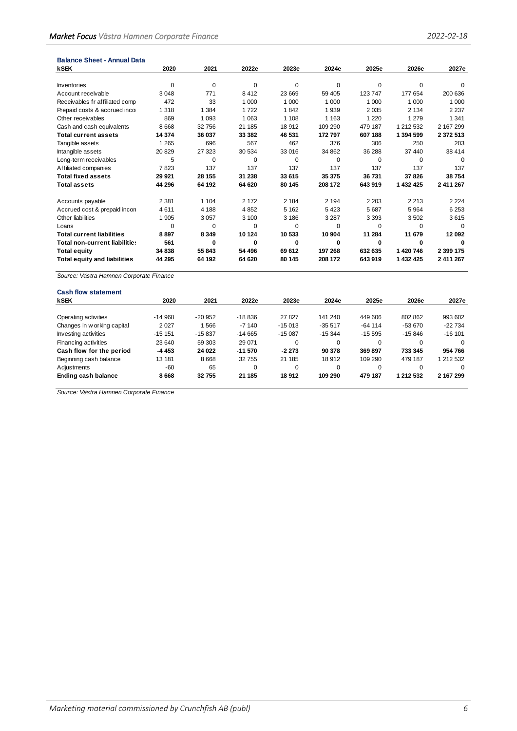**Balance Sheet - Annual Data**

| kSEK | 2020 | 2021 | 2022e | 2023e | 2024e | 2025e | 2026e | 2027e |
|---|---|---|---|---|---|---|---|---|
| Inventories | 0 | 0 | 0 | 0 | 0 | 0 | 0 | 0 |
| Account receivable | 3 048 | 771 | 8 412 | 23 669 | 59 405 | 123 747 | 177 654 | 200 636 |
| Receivables fr affiliated comp | 472 | 33 | 1 000 | 1 000 | 1 000 | 1 000 | 1 000 | 1 000 |
| Prepaid costs & accrued inco | 1 318 | 1 384 | 1 722 | 1 842 | 1 939 | 2 035 | 2 134 | 2 237 |
| Other receivables | 869 | 1 093 | 1 063 | 1 108 | 1 163 | 1 220 | 1 279 | 1 341 |
| Cash and cash equivalents | 8 668 | 32 756 | 21 185 | 18 912 | 109 290 | 479 187 | 1 212 532 | 2 167 299 |
| **Total current assets** | **14 374** | **36 037** | **33 382** | **46 531** | **172 797** | **607 188** | **1 394 599** | **2 372 513** |
| Tangible assets | 1 265 | 696 | 567 | 462 | 376 | 306 | 250 | 203 |
| Intangible assets | 20 829 | 27 323 | 30 534 | 33 016 | 34 862 | 36 288 | 37 440 | 38 414 |
| Long-term receivables | 5 | 0 | 0 | 0 | 0 | 0 | 0 | 0 |
| Affiliated companies | 7 823 | 137 | 137 | 137 | 137 | 137 | 137 | 137 |
| **Total fixed assets** | **29 921** | **28 155** | **31 238** | **33 615** | **35 375** | **36 731** | **37 826** | **38 754** |
| **Total assets** | **44 296** | **64 192** | **64 620** | **80 145** | **208 172** | **643 919** | **1 432 425** | **2 411 267** |
| Accounts payable | 2 381 | 1 104 | 2 172 | 2 184 | 2 194 | 2 203 | 2 213 | 2 224 |
| Accrued cost & prepaid incom | 4 611 | 4 188 | 4 852 | 5 162 | 5 423 | 5 687 | 5 964 | 6 253 |
| Other liabilities | 1 905 | 3 057 | 3 100 | 3 186 | 3 287 | 3 393 | 3 502 | 3 615 |
| Loans | 0 | 0 | 0 | 0 | 0 | 0 | 0 | 0 |
| **Total current liabilities** | **8 897** | **8 349** | **10 124** | **10 533** | **10 904** | **11 284** | **11 679** | **12 092** |
| **Total non-current liabilities** | **561** | **0** | **0** | **0** | **0** | **0** | **0** | **0** |
| **Total equity** | **34 838** | **55 843** | **54 496** | **69 612** | **197 268** | **632 635** | **1 420 746** | **2 399 175** |
| **Total equity and liabilities** | **44 295** | **64 192** | **64 620** | **80 145** | **208 172** | **643 919** | **1 432 425** | **2 411 267** |

*Source: Västra Hamnen Corporate Finance*

**Cash flow statement**

| kSEK | 2020 | 2021 | 2022e | 2023e | 2024e | 2025e | 2026e | 2027e |
|---|---|---|---|---|---|---|---|---|
| Operating activities | -14 968 | -20 952 | -18 836 | 27 827 | 141 240 | 449 606 | 802 862 | 993 602 |
| Changes in working capital | 2 027 | 1 566 | -7 140 | -15 013 | -35 517 | -64 114 | -53 670 | -22 734 |
| Investing activities | -15 151 | -15 837 | -14 665 | -15 087 | -15 344 | -15 595 | -15 846 | -16 101 |
| Financing activities | 23 640 | 59 303 | 29 071 | 0 | 0 | 0 | 0 | 0 |
| **Cash flow for the period** | **-4 453** | **24 022** | **-11 570** | **-2 273** | **90 378** | **369 897** | **733 345** | **954 766** |
| Beginning cash balance | 13 181 | 8 668 | 32 755 | 21 185 | 18 912 | 109 290 | 479 187 | 1 212 532 |
| Adjustments | -60 | 65 | 0 | 0 | 0 | 0 | 0 | 0 |
| **Ending cash balance** | **8 668** | **32 755** | **21 185** | **18 912** | **109 290** | **479 187** | **1 212 532** | **2 167 299** |

*Source: Västra Hamnen Corporate Finance*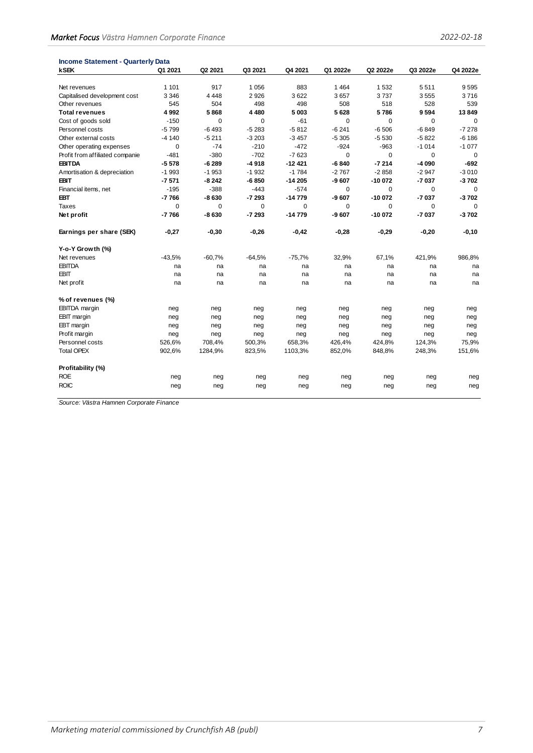**Income Statement - Quarterly Data**

| kSEK | Q1 2021 | Q2 2021 | Q3 2021 | Q4 2021 | Q1 2022e | Q2 2022e | Q3 2022e | Q4 2022e |
|---|---|---|---|---|---|---|---|---|
| Net revenues | 1 101 | 917 | 1 056 | 883 | 1 464 | 1 532 | 5 511 | 9 595 |
| Capitalised development cost | 3 346 | 4 448 | 2 926 | 3 622 | 3 657 | 3 737 | 3 555 | 3 716 |
| Other revenues | 545 | 504 | 498 | 498 | 508 | 518 | 528 | 539 |
| **Total revenues** | **4 992** | **5 868** | **4 480** | **5 003** | **5 628** | **5 786** | **9 594** | **13 849** |
| Cost of goods sold | -150 | 0 | 0 | -61 | 0 | 0 | 0 | 0 |
| Personnel costs | -5 799 | -6 493 | -5 283 | -5 812 | -6 241 | -6 506 | -6 849 | -7 278 |
| Other external costs | -4 140 | -5 211 | -3 203 | -3 457 | -5 305 | -5 530 | -5 822 | -6 186 |
| Other operating expenses | 0 | -74 | -210 | -472 | -924 | -963 | -1 014 | -1 077 |
| Profit from affiliated companie | -481 | -380 | -702 | -7 623 | 0 | 0 | 0 | 0 |
| **EBITDA** | **-5 578** | **-6 289** | **-4 918** | **-12 421** | **-6 840** | **-7 214** | **-4 090** | **-692** |
| Amortisation & depreciation | -1 993 | -1 953 | -1 932 | -1 784 | -2 767 | -2 858 | -2 947 | -3 010 |
| **EBIT** | **-7 571** | **-8 242** | **-6 850** | **-14 205** | **-9 607** | **-10 072** | **-7 037** | **-3 702** |
| Financial items, net | -195 | -388 | -443 | -574 | 0 | 0 | 0 | 0 |
| **EBT** | **-7 766** | **-8 630** | **-7 293** | **-14 779** | **-9 607** | **-10 072** | **-7 037** | **-3 702** |
| Taxes | 0 | 0 | 0 | 0 | 0 | 0 | 0 | 0 |
| **Net profit** | **-7 766** | **-8 630** | **-7 293** | **-14 779** | **-9 607** | **-10 072** | **-7 037** | **-3 702** |
| | | | | | | | | |
| **Earnings per share (SEK)** | **-0,27** | **-0,30** | **-0,26** | **-0,42** | **-0,28** | **-0,29** | **-0,20** | **-0,10** |
| | | | | | | | | |
| **Y-o-Y Growth (%)** | | | | | | | | |
| Net revenues | -43,5% | -60,7% | -64,5% | -75,7% | 32,9% | 67,1% | 421,9% | 986,8% |
| EBITDA | na | na | na | na | na | na | na | na |
| EBIT | na | na | na | na | na | na | na | na |
| Net profit | na | na | na | na | na | na | na | na |
| | | | | | | | | |
| **% of revenues (%)** | | | | | | | | |
| EBITDA margin | neg | neg | neg | neg | neg | neg | neg | neg |
| EBIT margin | neg | neg | neg | neg | neg | neg | neg | neg |
| EBT margin | neg | neg | neg | neg | neg | neg | neg | neg |
| Profit margin | neg | neg | neg | neg | neg | neg | neg | neg |
| Personnel costs | 526,6% | 708,4% | 500,3% | 658,3% | 426,4% | 424,8% | 124,3% | 75,9% |
| Total OPEX | 902,6% | 1284,9% | 823,5% | 1103,3% | 852,0% | 848,8% | 248,3% | 151,6% |
| | | | | | | | | |
| **Profitability (%)** | | | | | | | | |
| ROE | neg | neg | neg | neg | neg | neg | neg | neg |
| ROIC | neg | neg | neg | neg | neg | neg | neg | neg |

*Source: Västra Hamnen Corporate Finance*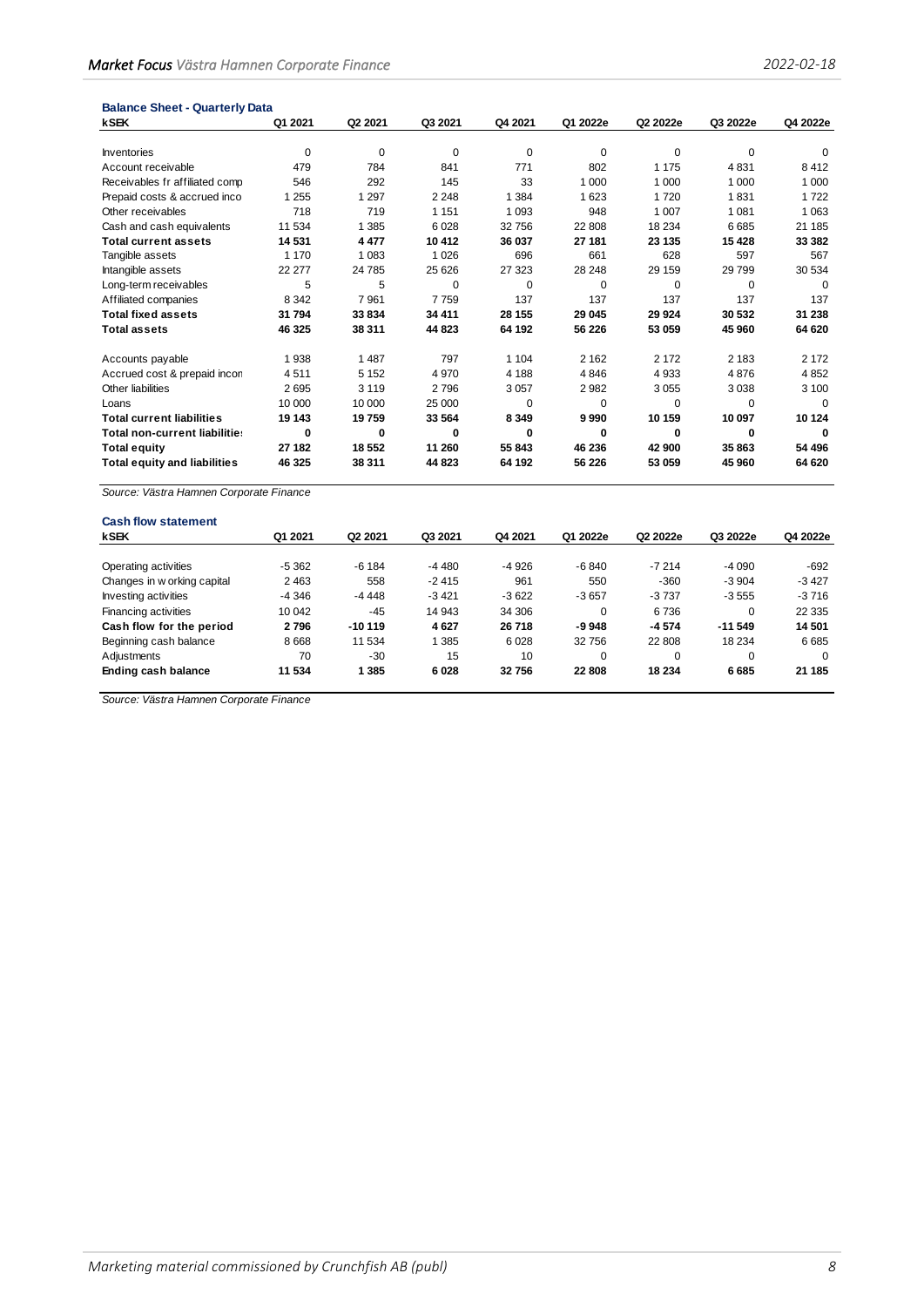**Balance Sheet - Quarterly Data**

| kSEK | Q1 2021 | Q2 2021 | Q3 2021 | Q4 2021 | Q1 2022e | Q2 2022e | Q3 2022e | Q4 2022e |
|---|---|---|---|---|---|---|---|---|
| Inventories | 0 | 0 | 0 | 0 | 0 | 0 | 0 | 0 |
| Account receivable | 479 | 784 | 841 | 771 | 802 | 1 175 | 4 831 | 8 412 |
| Receivables fr affiliated comp | 546 | 292 | 145 | 33 | 1 000 | 1 000 | 1 000 | 1 000 |
| Prepaid costs & accrued inco | 1 255 | 1 297 | 2 248 | 1 384 | 1 623 | 1 720 | 1 831 | 1 722 |
| Other receivables | 718 | 719 | 1 151 | 1 093 | 948 | 1 007 | 1 081 | 1 063 |
| Cash and cash equivalents | 11 534 | 1 385 | 6 028 | 32 756 | 22 808 | 18 234 | 6 685 | 21 185 |
| **Total current assets** | **14 531** | **4 477** | **10 412** | **36 037** | **27 181** | **23 135** | **15 428** | **33 382** |
| Tangible assets | 1 170 | 1 083 | 1 026 | 696 | 661 | 628 | 597 | 567 |
| Intangible assets | 22 277 | 24 785 | 25 626 | 27 323 | 28 248 | 29 159 | 29 799 | 30 534 |
| Long-term receivables | 5 | 5 | 0 | 0 | 0 | 0 | 0 | 0 |
| Affiliated companies | 8 342 | 7 961 | 7 759 | 137 | 137 | 137 | 137 | 137 |
| **Total fixed assets** | **31 794** | **33 834** | **34 411** | **28 155** | **29 045** | **29 924** | **30 532** | **31 238** |
| **Total assets** | **46 325** | **38 311** | **44 823** | **64 192** | **56 226** | **53 059** | **45 960** | **64 620** |
| | | | | | | | | |
| Accounts payable | 1 938 | 1 487 | 797 | 1 104 | 2 162 | 2 172 | 2 183 | 2 172 |
| Accrued cost & prepaid incon | 4 511 | 5 152 | 4 970 | 4 188 | 4 846 | 4 933 | 4 876 | 4 852 |
| Other liabilities | 2 695 | 3 119 | 2 796 | 3 057 | 2 982 | 3 055 | 3 038 | 3 100 |
| Loans | 10 000 | 10 000 | 25 000 | 0 | 0 | 0 | 0 | 0 |
| **Total current liabilities** | **19 143** | **19 759** | **33 564** | **8 349** | **9 990** | **10 159** | **10 097** | **10 124** |
| **Total non-current liabilitie** | **0** | **0** | **0** | **0** | **0** | **0** | **0** | **0** |
| **Total equity** | **27 182** | **18 552** | **11 260** | **55 843** | **46 236** | **42 900** | **35 863** | **54 496** |
| **Total equity and liabilities** | **46 325** | **38 311** | **44 823** | **64 192** | **56 226** | **53 059** | **45 960** | **64 620** |

*Source: Västra Hamnen Corporate Finance*

**Cash flow statement**

| kSEK | Q1 2021 | Q2 2021 | Q3 2021 | Q4 2021 | Q1 2022e | Q2 2022e | Q3 2022e | Q4 2022e |
|---|---|---|---|---|---|---|---|---|
| Operating activities | -5 362 | -6 184 | -4 480 | -4 926 | -6 840 | -7 214 | -4 090 | -692 |
| Changes in working capital | 2 463 | 558 | -2 415 | 961 | 550 | -360 | -3 904 | -3 427 |
| Investing activities | -4 346 | -4 448 | -3 421 | -3 622 | -3 657 | -3 737 | -3 555 | -3 716 |
| Financing activities | 10 042 | -45 | 14 943 | 34 306 | 0 | 6 736 | 0 | 22 335 |
| **Cash flow for the period** | **2 796** | **-10 119** | **4 627** | **26 718** | **-9 948** | **-4 574** | **-11 549** | **14 501** |
| Beginning cash balance | 8 668 | 11 534 | 1 385 | 6 028 | 32 756 | 22 808 | 18 234 | 6 685 |
| Adjustments | 70 | -30 | 15 | 10 | 0 | 0 | 0 | 0 |
| **Ending cash balance** | **11 534** | **1 385** | **6 028** | **32 756** | **22 808** | **18 234** | **6 685** | **21 185** |

*Source: Västra Hamnen Corporate Finance*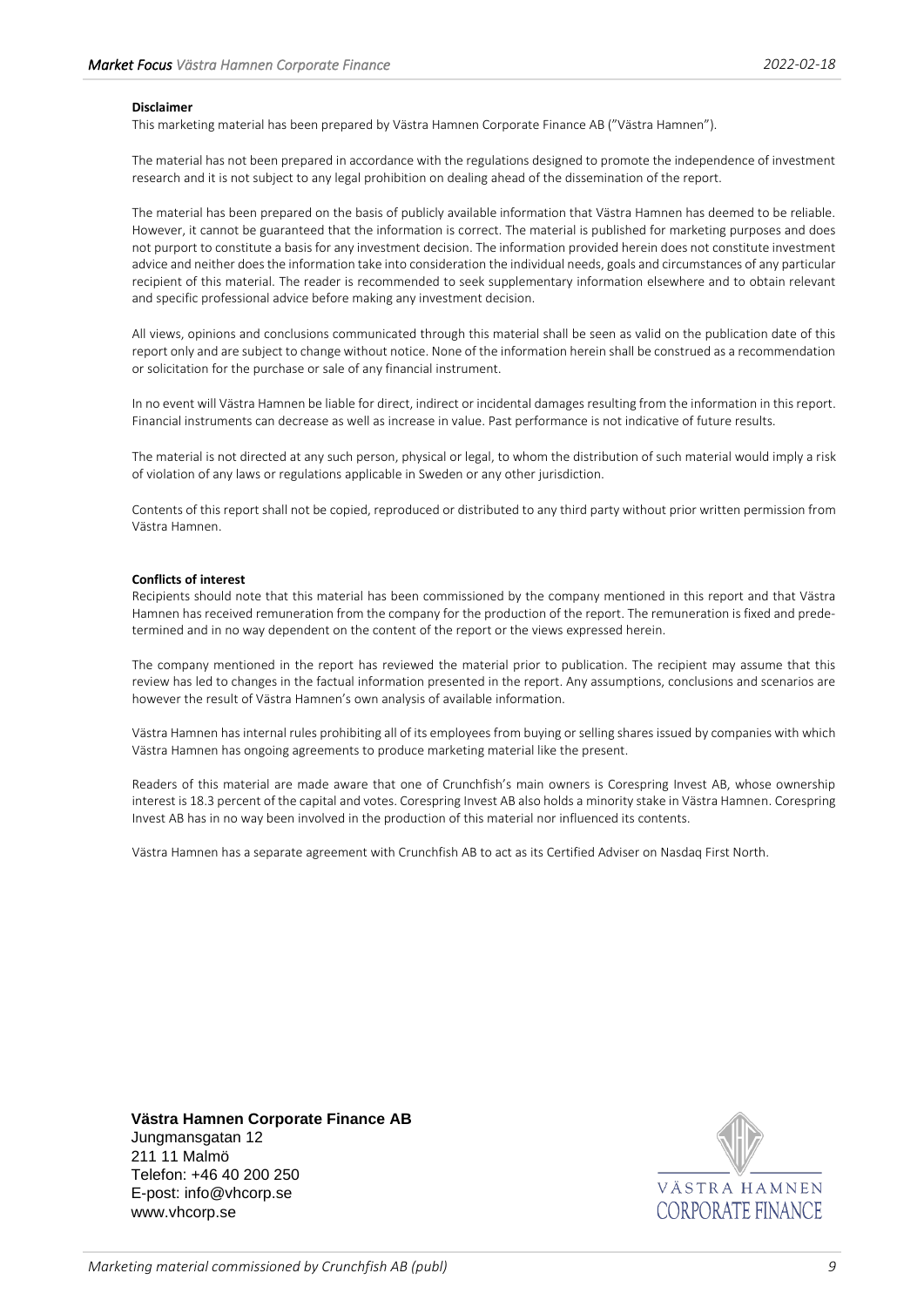**Disclaimer**

This marketing material has been prepared by Västra Hamnen Corporate Finance AB (”Västra Hamnen”).

The material has not been prepared in accordance with the regulations designed to promote the independence of investment research and it is not subject to any legal prohibition on dealing ahead of the dissemination of the report.

The material has been prepared on the basis of publicly available information that Västra Hamnen has deemed to be reliable. However, it cannot be guaranteed that the information is correct. The material is published for marketing purposes and does not purport to constitute a basis for any investment decision. The information provided herein does not constitute investment advice and neither does the information take into consideration the individual needs, goals and circumstances of any particular recipient of this material. The reader is recommended to seek supplementary information elsewhere and to obtain relevant and specific professional advice before making any investment decision.

All views, opinions and conclusions communicated through this material shall be seen as valid on the publication date of this report only and are subject to change without notice. None of the information herein shall be construed as a recommendation or solicitation for the purchase or sale of any financial instrument.

In no event will Västra Hamnen be liable for direct, indirect or incidental damages resulting from the information in this report. Financial instruments can decrease as well as increase in value. Past performance is not indicative of future results.

The material is not directed at any such person, physical or legal, to whom the distribution of such material would imply a risk of violation of any laws or regulations applicable in Sweden or any other jurisdiction.

Contents of this report shall not be copied, reproduced or distributed to any third party without prior written permission from Västra Hamnen.

**Conflicts of interest**

Recipients should note that this material has been commissioned by the company mentioned in this report and that Västra Hamnen has received remuneration from the company for the production of the report. The remuneration is fixed and predetermined and in no way dependent on the content of the report or the views expressed herein.

The company mentioned in the report has reviewed the material prior to publication. The recipient may assume that this review has led to changes in the factual information presented in the report. Any assumptions, conclusions and scenarios are however the result of Västra Hamnen's own analysis of available information.

Västra Hamnen has internal rules prohibiting all of its employees from buying or selling shares issued by companies with which Västra Hamnen has ongoing agreements to produce marketing material like the present.

Readers of this material are made aware that one of Crunchfish's main owners is Corespring Invest AB, whose ownership interest is 18.3 percent of the capital and votes. Corespring Invest AB also holds a minority stake in Västra Hamnen. Corespring Invest AB has in no way been involved in the production of this material nor influenced its contents.

Västra Hamnen has a separate agreement with Crunchfish AB to act as its Certified Adviser on Nasdaq First North.

**Västra Hamnen Corporate Finance AB**
Jungmansgatan 12
211 11 Malmö
Telefon: +46 40 200 250
E-post: info@vhcorp.se
www.vhcorp.se

VÄSTRA HAMNEN CORPORATE FINANCE